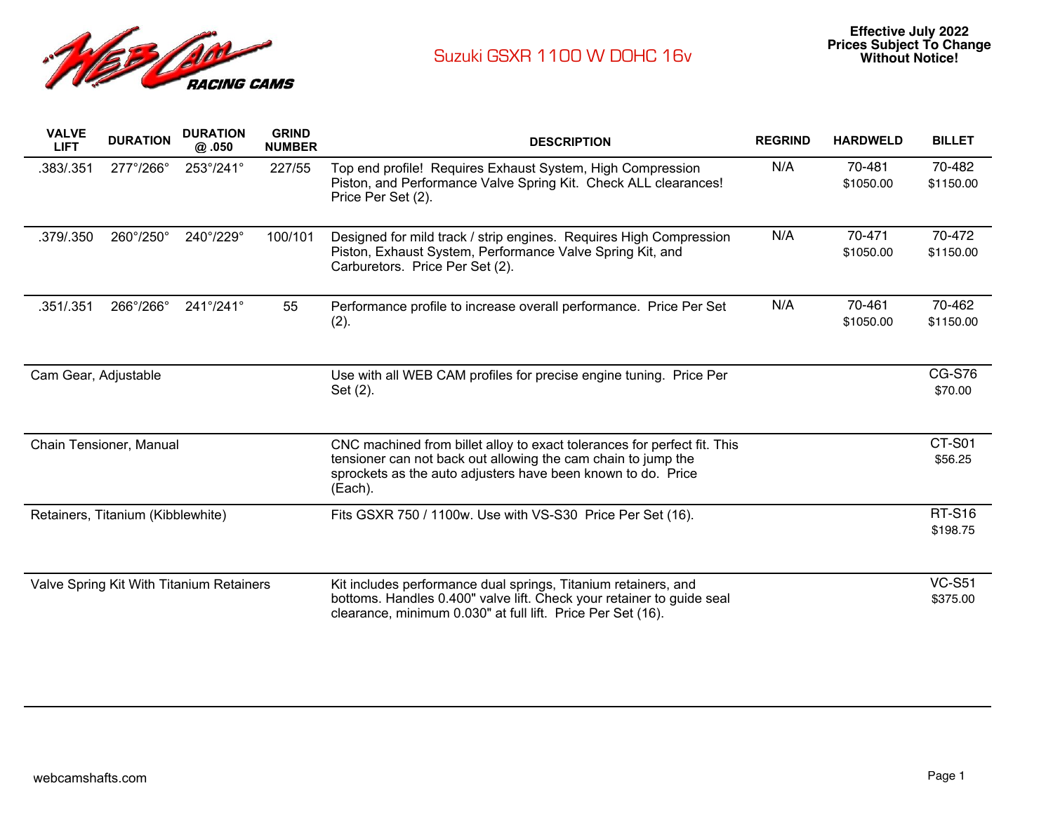# Suzuki GSXR 1100 W DOHC 16v

**Effective July 2022**
**Prices Subject To Change Without Notice!**

| VALVE LIFT | DURATION | DURATION @ .050 | GRIND NUMBER | DESCRIPTION | REGRIND | HARDWELD | BILLET |
|---|---|---|---|---|---|---|---|
| .383/.351 | 277°/266° | 253°/241° | 227/55 | Top end profile! Requires Exhaust System, High Compression Piston, and Performance Valve Spring Kit. Check ALL clearances! Price Per Set (2). | N/A | 70-481 $1050.00 | 70-482 $1150.00 |
| .379/.350 | 260°/250° | 240°/229° | 100/101 | Designed for mild track / strip engines. Requires High Compression Piston, Exhaust System, Performance Valve Spring Kit, and Carburetors. Price Per Set (2). | N/A | 70-471 $1050.00 | 70-472 $1150.00 |
| .351/.351 | 266°/266° | 241°/241° | 55 | Performance profile to increase overall performance. Price Per Set (2). | N/A | 70-461 $1050.00 | 70-462 $1150.00 |
| Cam Gear, Adjustable | | | | Use with all WEB CAM profiles for precise engine tuning. Price Per Set (2). | | | CG-S76 $70.00 |
| Chain Tensioner, Manual | | | | CNC machined from billet alloy to exact tolerances for perfect fit. This tensioner can not back out allowing the cam chain to jump the sprockets as the auto adjusters have been known to do. Price (Each). | | | CT-S01 $56.25 |
| Retainers, Titanium (Kibblewhite) | | | | Fits GSXR 750 / 1100w. Use with VS-S30 Price Per Set (16). | | | RT-S16 $198.75 |
| Valve Spring Kit With Titanium Retainers | | | | Kit includes performance dual springs, Titanium retainers, and bottoms. Handles 0.400" valve lift. Check your retainer to guide seal clearance, minimum 0.030" at full lift. Price Per Set (16). | | | VC-S51 $375.00 |

webcamshafts.com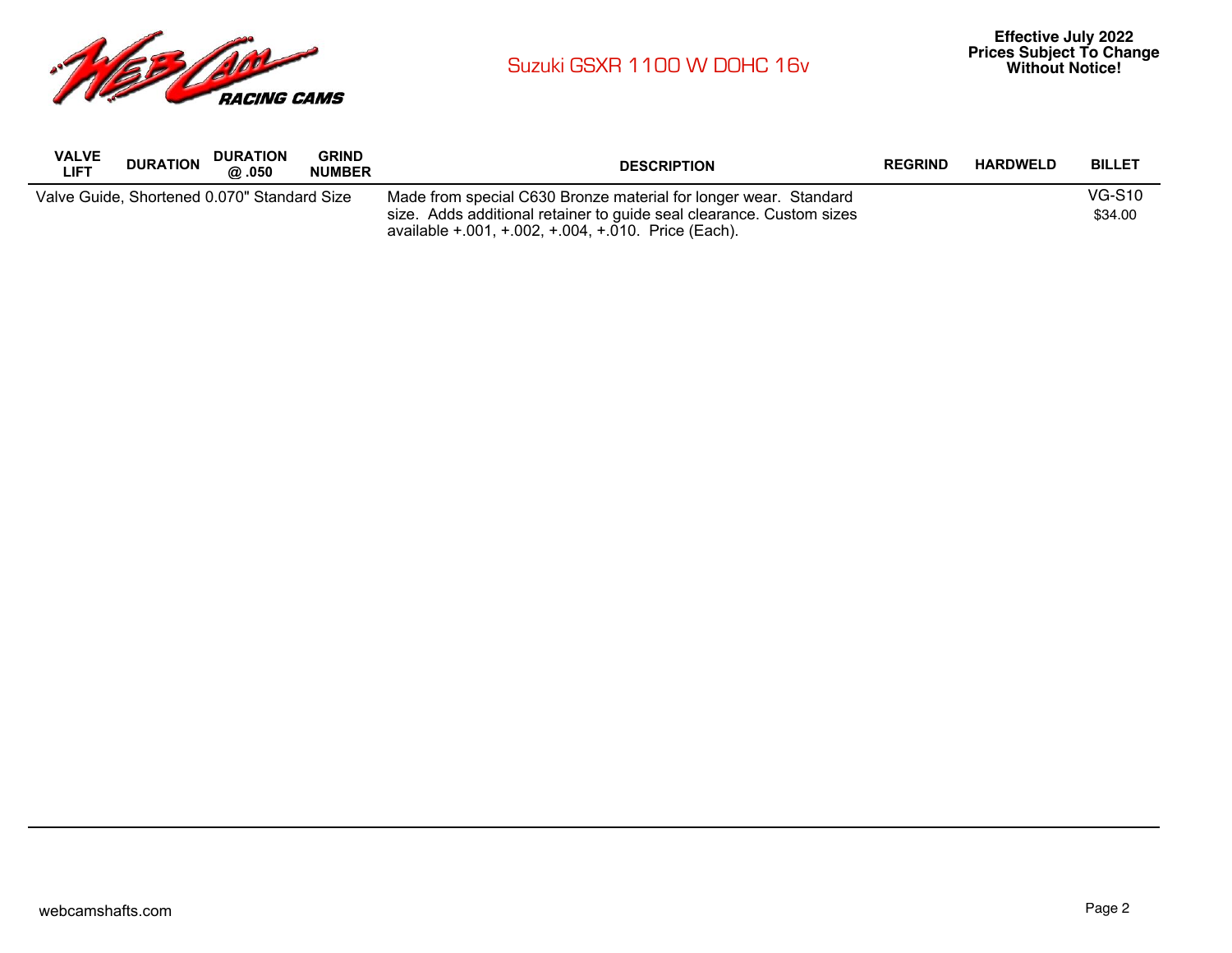# Suzuki GSXR 1100 W DOHC 16v

**Effective July 2022**
**Prices Subject To Change Without Notice!**

| VALVE LIFT | DURATION | DURATION @ .050 | GRIND NUMBER | DESCRIPTION | REGRIND | HARDWELD | BILLET |
|---|---|---|---|---|---|---|---|
| Valve Guide, Shortened 0.070" Standard Size | | | | Made from special C630 Bronze material for longer wear. Standard size. Adds additional retainer to guide seal clearance. Custom sizes available +.001, +.002, +.004, +.010. Price (Each). | | | VG-S10 $34.00 |

webcamshafts.com